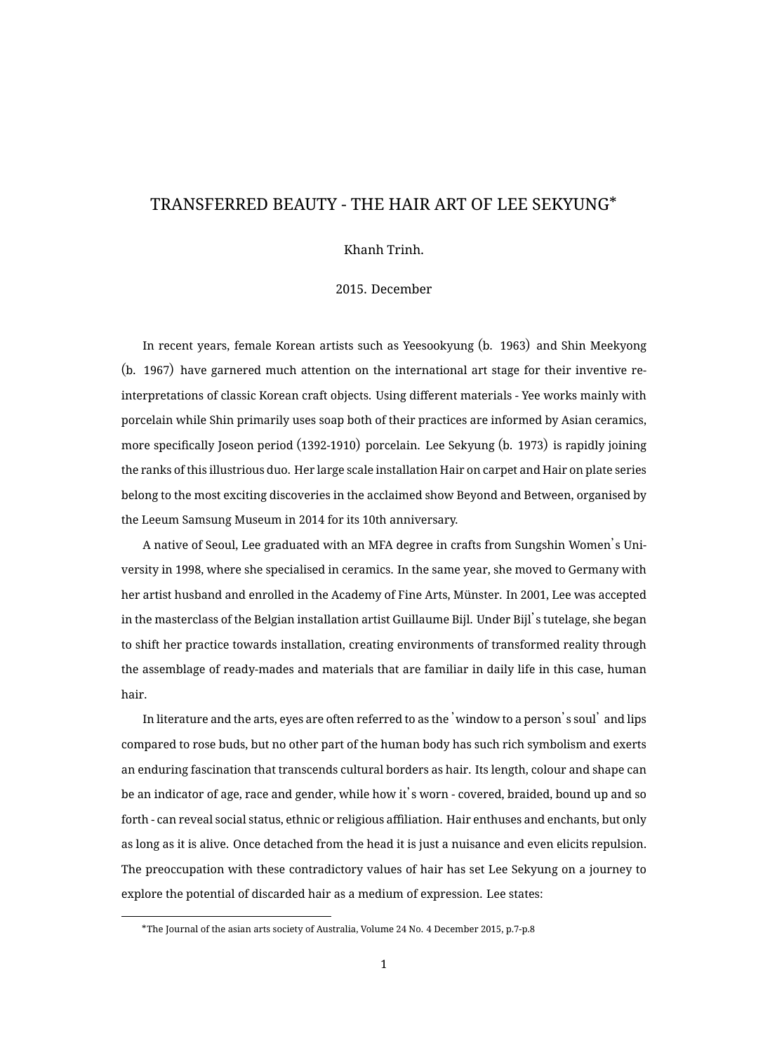# TRANSFERRED BEAUTY - THE HAIR ART OF LEE SEKYUNG*

Khanh Trinh.

2015. December

In recent years, female Korean artists such as Yeesookyung (b. 1963) and Shin Meekyong (b. 1967) have garnered much attention on the international art stage for their inventive re-interpretations of classic Korean craft objects. Using different materials - Yee works mainly with porcelain while Shin primarily uses soap both of their practices are informed by Asian ceramics, more specifically Joseon period (1392-1910) porcelain. Lee Sekyung (b. 1973) is rapidly joining the ranks of this illustrious duo. Her large scale installation Hair on carpet and Hair on plate series belong to the most exciting discoveries in the acclaimed show Beyond and Between, organised by the Leeum Samsung Museum in 2014 for its 10th anniversary.

A native of Seoul, Lee graduated with an MFA degree in crafts from Sungshin Women's University in 1998, where she specialised in ceramics. In the same year, she moved to Germany with her artist husband and enrolled in the Academy of Fine Arts, Münster. In 2001, Lee was accepted in the masterclass of the Belgian installation artist Guillaume Bijl. Under Bijl's tutelage, she began to shift her practice towards installation, creating environments of transformed reality through the assemblage of ready-mades and materials that are familiar in daily life in this case, human hair.

In literature and the arts, eyes are often referred to as the 'window to a person's soul' and lips compared to rose buds, but no other part of the human body has such rich symbolism and exerts an enduring fascination that transcends cultural borders as hair. Its length, colour and shape can be an indicator of age, race and gender, while how it's worn - covered, braided, bound up and so forth - can reveal social status, ethnic or religious affiliation. Hair enthuses and enchants, but only as long as it is alive. Once detached from the head it is just a nuisance and even elicits repulsion. The preoccupation with these contradictory values of hair has set Lee Sekyung on a journey to explore the potential of discarded hair as a medium of expression. Lee states:

*The Journal of the asian arts society of Australia, Volume 24 No. 4 December 2015, p.7-p.8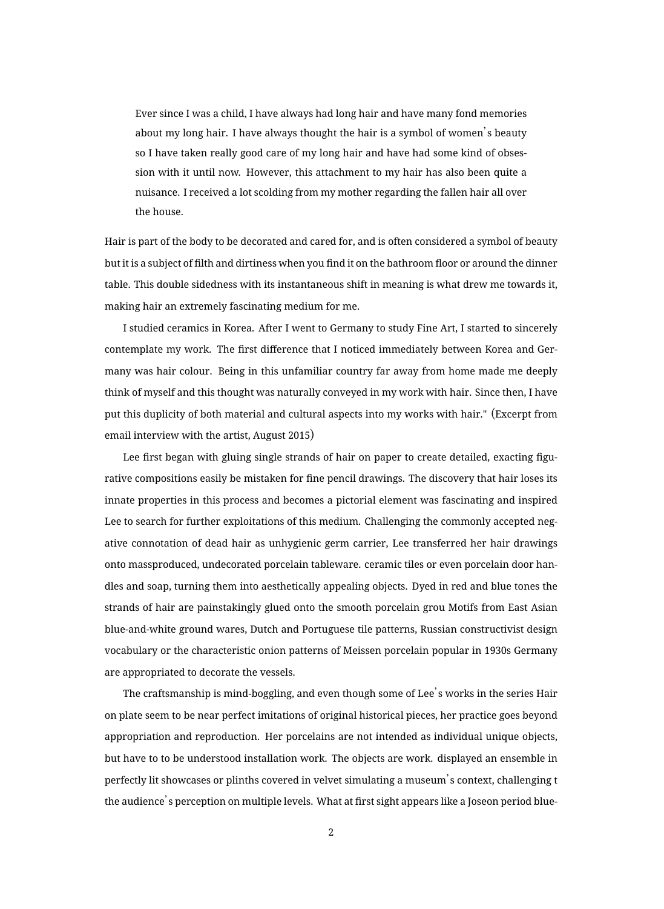> Ever since I was a child, I have always had long hair and have many fond memories about my long hair. I have always thought the hair is a symbol of women's beauty so I have taken really good care of my long hair and have had some kind of obsession with it until now. However, this attachment to my hair has also been quite a nuisance. I received a lot scolding from my mother regarding the fallen hair all over the house.

Hair is part of the body to be decorated and cared for, and is often considered a symbol of beauty but it is a subject of filth and dirtiness when you find it on the bathroom floor or around the dinner table. This double sidedness with its instantaneous shift in meaning is what drew me towards it, making hair an extremely fascinating medium for me.

I studied ceramics in Korea. After I went to Germany to study Fine Art, I started to sincerely contemplate my work. The first difference that I noticed immediately between Korea and Germany was hair colour. Being in this unfamiliar country far away from home made me deeply think of myself and this thought was naturally conveyed in my work with hair. Since then, I have put this duplicity of both material and cultural aspects into my works with hair." (Excerpt from email interview with the artist, August 2015)

Lee first began with gluing single strands of hair on paper to create detailed, exacting figurative compositions easily be mistaken for fine pencil drawings. The discovery that hair loses its innate properties in this process and becomes a pictorial element was fascinating and inspired Lee to search for further exploitations of this medium. Challenging the commonly accepted negative connotation of dead hair as unhygienic germ carrier, Lee transferred her hair drawings onto massproduced, undecorated porcelain tableware. ceramic tiles or even porcelain door handles and soap, turning them into aesthetically appealing objects. Dyed in red and blue tones the strands of hair are painstakingly glued onto the smooth porcelain grou Motifs from East Asian blue-and-white ground wares, Dutch and Portuguese tile patterns, Russian constructivist design vocabulary or the characteristic onion patterns of Meissen porcelain popular in 1930s Germany are appropriated to decorate the vessels.

The craftsmanship is mind-boggling, and even though some of Lee's works in the series Hair on plate seem to be near perfect imitations of original historical pieces, her practice goes beyond appropriation and reproduction. Her porcelains are not intended as individual unique objects, but have to to be understood installation work. The objects are work. displayed an ensemble in perfectly lit showcases or plinths covered in velvet simulating a museum's context, challenging t the audience's perception on multiple levels. What at first sight appears like a Joseon period blue-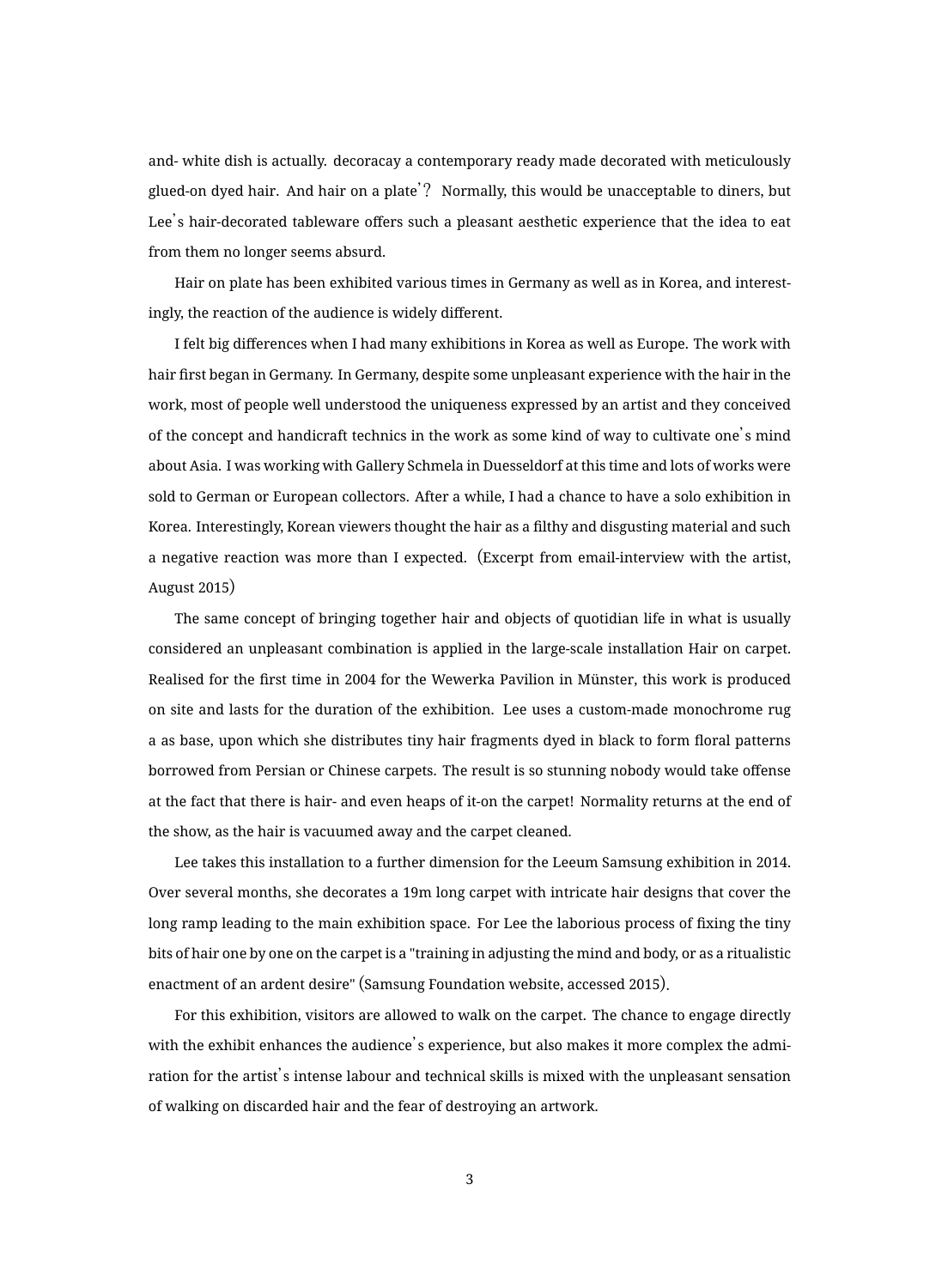and- white dish is actually. decoracay a contemporary ready made decorated with meticulously glued-on dyed hair. And hair on a plate'? Normally, this would be unacceptable to diners, but Lee's hair-decorated tableware offers such a pleasant aesthetic experience that the idea to eat from them no longer seems absurd.

Hair on plate has been exhibited various times in Germany as well as in Korea, and interestingly, the reaction of the audience is widely different.

I felt big differences when I had many exhibitions in Korea as well as Europe. The work with hair first began in Germany. In Germany, despite some unpleasant experience with the hair in the work, most of people well understood the uniqueness expressed by an artist and they conceived of the concept and handicraft technics in the work as some kind of way to cultivate one's mind about Asia. I was working with Gallery Schmela in Duesseldorf at this time and lots of works were sold to German or European collectors. After a while, I had a chance to have a solo exhibition in Korea. Interestingly, Korean viewers thought the hair as a filthy and disgusting material and such a negative reaction was more than I expected. (Excerpt from email-interview with the artist, August 2015)

The same concept of bringing together hair and objects of quotidian life in what is usually considered an unpleasant combination is applied in the large-scale installation Hair on carpet. Realised for the first time in 2004 for the Wewerka Pavilion in Münster, this work is produced on site and lasts for the duration of the exhibition. Lee uses a custom-made monochrome rug a as base, upon which she distributes tiny hair fragments dyed in black to form floral patterns borrowed from Persian or Chinese carpets. The result is so stunning nobody would take offense at the fact that there is hair- and even heaps of it-on the carpet! Normality returns at the end of the show, as the hair is vacuumed away and the carpet cleaned.

Lee takes this installation to a further dimension for the Leeum Samsung exhibition in 2014. Over several months, she decorates a 19m long carpet with intricate hair designs that cover the long ramp leading to the main exhibition space. For Lee the laborious process of fixing the tiny bits of hair one by one on the carpet is a "training in adjusting the mind and body, or as a ritualistic enactment of an ardent desire" (Samsung Foundation website, accessed 2015).

For this exhibition, visitors are allowed to walk on the carpet. The chance to engage directly with the exhibit enhances the audience's experience, but also makes it more complex the admiration for the artist's intense labour and technical skills is mixed with the unpleasant sensation of walking on discarded hair and the fear of destroying an artwork.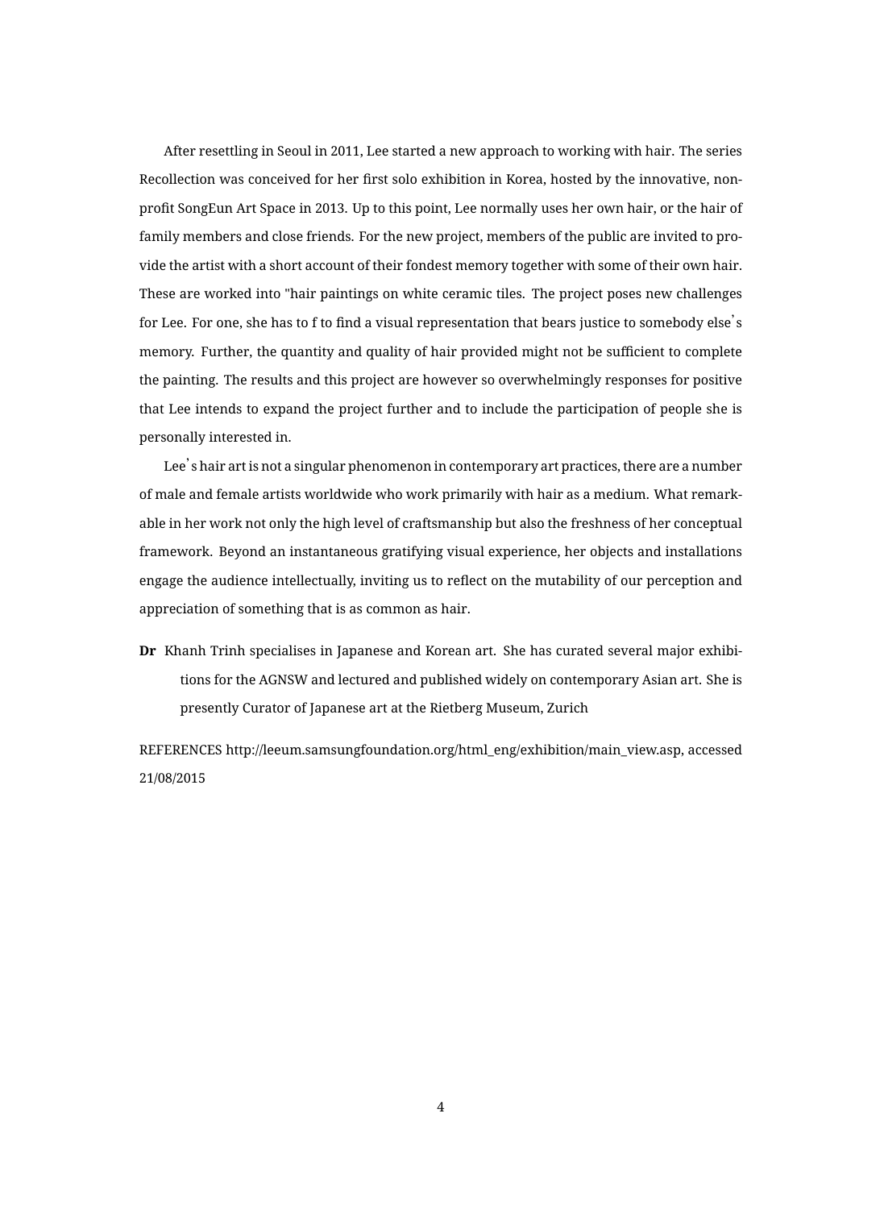After resettling in Seoul in 2011, Lee started a new approach to working with hair. The series Recollection was conceived for her first solo exhibition in Korea, hosted by the innovative, non-profit SongEun Art Space in 2013. Up to this point, Lee normally uses her own hair, or the hair of family members and close friends. For the new project, members of the public are invited to provide the artist with a short account of their fondest memory together with some of their own hair. These are worked into "hair paintings on white ceramic tiles. The project poses new challenges for Lee. For one, she has to f to find a visual representation that bears justice to somebody else's memory. Further, the quantity and quality of hair provided might not be sufficient to complete the painting. The results and this project are however so overwhelmingly responses for positive that Lee intends to expand the project further and to include the participation of people she is personally interested in.

Lee's hair art is not a singular phenomenon in contemporary art practices, there are a number of male and female artists worldwide who work primarily with hair as a medium. What remarkable in her work not only the high level of craftsmanship but also the freshness of her conceptual framework. Beyond an instantaneous gratifying visual experience, her objects and installations engage the audience intellectually, inviting us to reflect on the mutability of our perception and appreciation of something that is as common as hair.

**Dr** Khanh Trinh specialises in Japanese and Korean art. She has curated several major exhibitions for the AGNSW and lectured and published widely on contemporary Asian art. She is presently Curator of Japanese art at the Rietberg Museum, Zurich

REFERENCES http://leeum.samsungfoundation.org/html_eng/exhibition/main_view.asp, accessed 21/08/2015